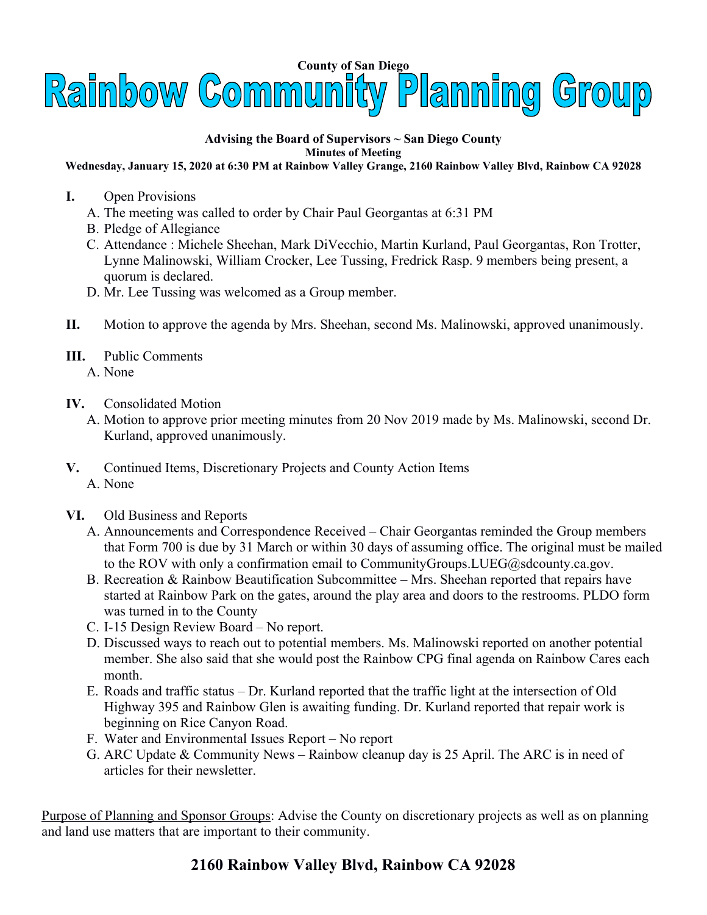County of San Diego

# Rainbow Community Planning Group

**Advising the Board of Supervisors ~ San Diego County**

**Minutes of Meeting**

**Wednesday, January 15, 2020 at 6:30 PM at Rainbow Valley Grange, 2160 Rainbow Valley Blvd, Rainbow CA 92028**

**I.** Open Provisions

A. The meeting was called to order by Chair Paul Georgantas at 6:31 PM

B. Pledge of Allegiance

C. Attendance : Michele Sheehan, Mark DiVecchio, Martin Kurland, Paul Georgantas, Ron Trotter, Lynne Malinowski, William Crocker, Lee Tussing, Fredrick Rasp. 9 members being present, a quorum is declared.

D. Mr. Lee Tussing was welcomed as a Group member.

**II.** Motion to approve the agenda by Mrs. Sheehan, second Ms. Malinowski, approved unanimously.

**III.** Public Comments

A. None

**IV.** Consolidated Motion

A. Motion to approve prior meeting minutes from 20 Nov 2019 made by Ms. Malinowski, second Dr. Kurland, approved unanimously.

**V.** Continued Items, Discretionary Projects and County Action Items

A. None

**VI.** Old Business and Reports

A. Announcements and Correspondence Received – Chair Georgantas reminded the Group members that Form 700 is due by 31 March or within 30 days of assuming office. The original must be mailed to the ROV with only a confirmation email to CommunityGroups.LUEG@sdcounty.ca.gov.

B. Recreation & Rainbow Beautification Subcommittee – Mrs. Sheehan reported that repairs have started at Rainbow Park on the gates, around the play area and doors to the restrooms. PLDO form was turned in to the County

C. I-15 Design Review Board – No report.

D. Discussed ways to reach out to potential members. Ms. Malinowski reported on another potential member. She also said that she would post the Rainbow CPG final agenda on Rainbow Cares each month.

E. Roads and traffic status – Dr. Kurland reported that the traffic light at the intersection of Old Highway 395 and Rainbow Glen is awaiting funding. Dr. Kurland reported that repair work is beginning on Rice Canyon Road.

F. Water and Environmental Issues Report – No report

G. ARC Update & Community News – Rainbow cleanup day is 25 April. The ARC is in need of articles for their newsletter.

Purpose of Planning and Sponsor Groups: Advise the County on discretionary projects as well as on planning and land use matters that are important to their community.

**2160 Rainbow Valley Blvd, Rainbow CA 92028**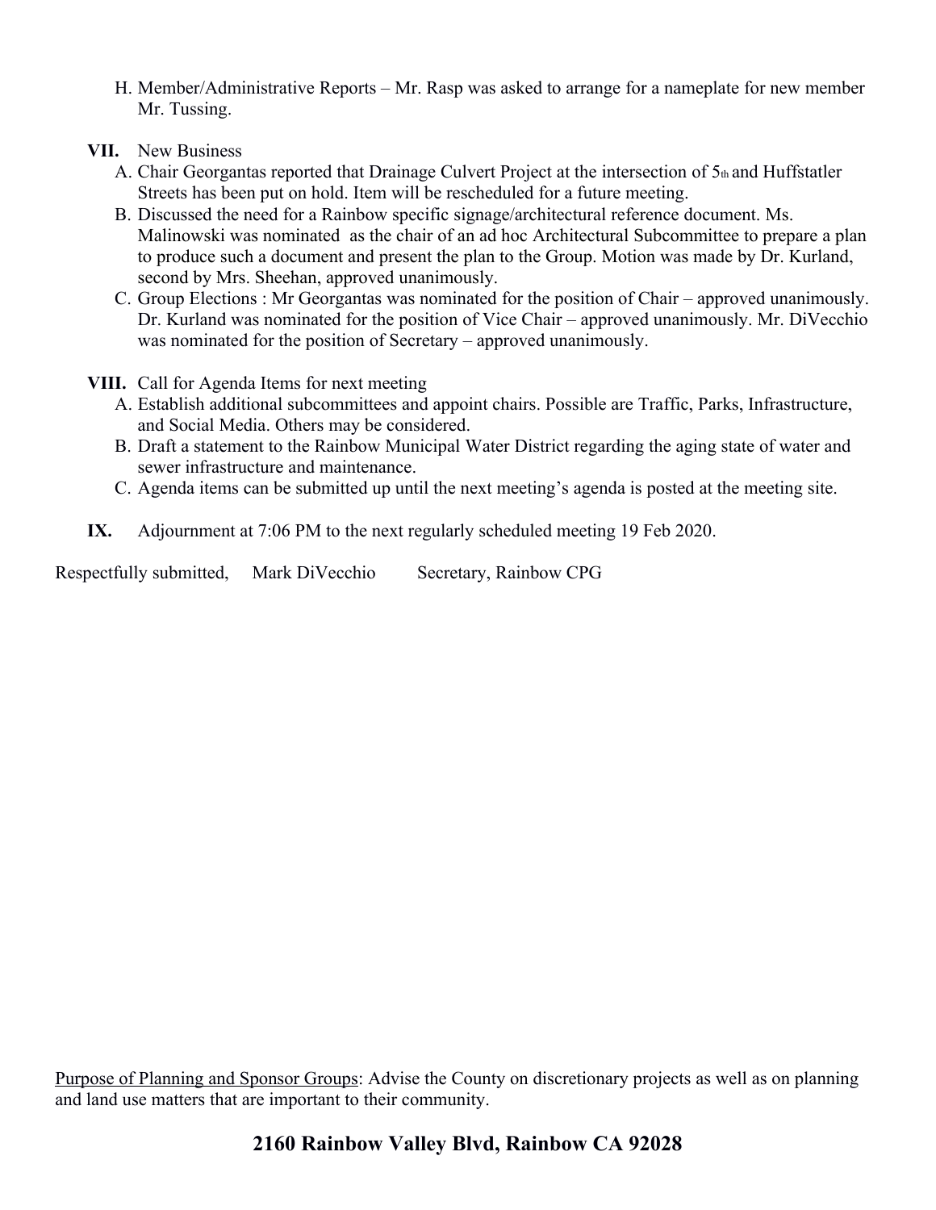H. Member/Administrative Reports – Mr. Rasp was asked to arrange for a nameplate for new member Mr. Tussing.

**VII.** New Business

A. Chair Georgantas reported that Drainage Culvert Project at the intersection of 5th and Huffstatler Streets has been put on hold. Item will be rescheduled for a future meeting.

B. Discussed the need for a Rainbow specific signage/architectural reference document. Ms. Malinowski was nominated as the chair of an ad hoc Architectural Subcommittee to prepare a plan to produce such a document and present the plan to the Group. Motion was made by Dr. Kurland, second by Mrs. Sheehan, approved unanimously.

C. Group Elections : Mr Georgantas was nominated for the position of Chair – approved unanimously. Dr. Kurland was nominated for the position of Vice Chair – approved unanimously. Mr. DiVecchio was nominated for the position of Secretary – approved unanimously.

**VIII.** Call for Agenda Items for next meeting

A. Establish additional subcommittees and appoint chairs. Possible are Traffic, Parks, Infrastructure, and Social Media. Others may be considered.

B. Draft a statement to the Rainbow Municipal Water District regarding the aging state of water and sewer infrastructure and maintenance.

C. Agenda items can be submitted up until the next meeting's agenda is posted at the meeting site.

**IX.** Adjournment at 7:06 PM to the next regularly scheduled meeting 19 Feb 2020.

Respectfully submitted, Mark DiVecchio Secretary, Rainbow CPG

<u>Purpose of Planning and Sponsor Groups</u>: Advise the County on discretionary projects as well as on planning and land use matters that are important to their community.

**2160 Rainbow Valley Blvd, Rainbow CA 92028**